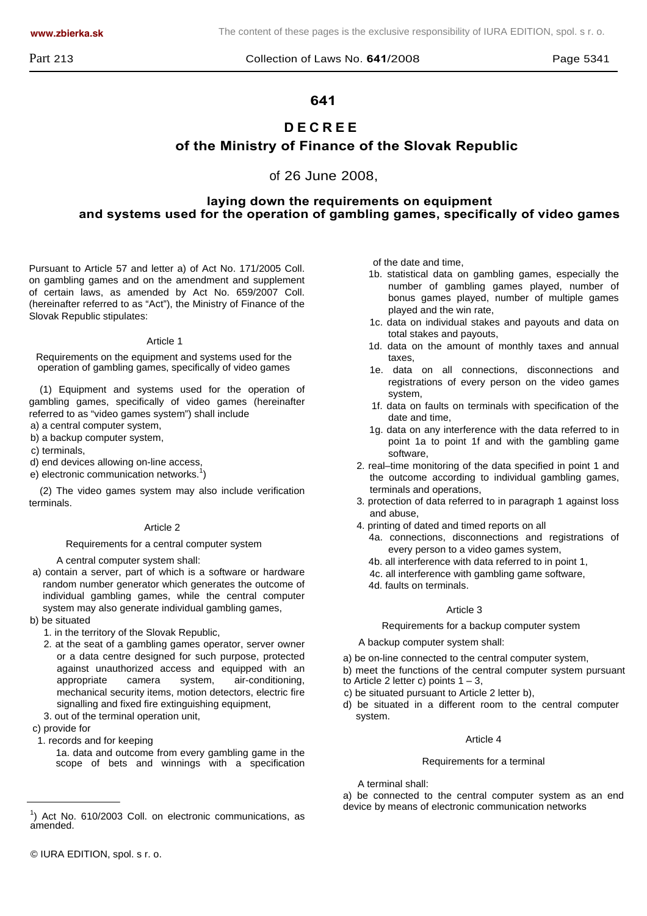# 641

## DECREE

## of the Ministry of Finance of the Slovak Republic

of 26 June 2008,

### laying down the requirements on equipment and systems used for the operation of gambling games, specifically of video games

Pursuant to Article 57 and letter a) of Act No. 171/2005 Coll. on gambling games and on the amendment and supplement of certain laws, as amended by Act No. 659/2007 Coll. (hereinafter referred to as "Act"), the Ministry of Finance of the Slovak Republic stipulates:

Article 1

Requirements on the equipment and systems used for the operation of gambling games, specifically of video games

(1) Equipment and systems used for the operation of gambling games, specifically of video games (hereinafter referred to as "video games system") shall include

a) a central computer system,
b) a backup computer system,
c) terminals,
d) end devices allowing on-line access,
e) electronic communication networks.[1])

(2) The video games system may also include verification terminals.

Article 2

Requirements for a central computer system

A central computer system shall:

a) contain a server, part of which is a software or hardware random number generator which generates the outcome of individual gambling games, while the central computer system may also generate individual gambling games,

b) be situated
   1. in the territory of the Slovak Republic,
   2. at the seat of a gambling games operator, server owner or a data centre designed for such purpose, protected against unauthorized access and equipped with an appropriate camera system, air-conditioning, mechanical security items, motion detectors, electric fire signalling and fixed fire extinguishing equipment,
   3. out of the terminal operation unit,

c) provide for
   1. records and for keeping
      1a. data and outcome from every gambling game in the scope of bets and winnings with a specification of the date and time,
      1b. statistical data on gambling games, especially the number of gambling games played, number of bonus games played, number of multiple games played and the win rate,
      1c. data on individual stakes and payouts and data on total stakes and payouts,
      1d. data on the amount of monthly taxes and annual taxes,
      1e. data on all connections, disconnections and registrations of every person on the video games system,
      1f. data on faults on terminals with specification of the date and time,
      1g. data on any interference with the data referred to in point 1a to point 1f and with the gambling game software,
   2. real–time monitoring of the data specified in point 1 and the outcome according to individual gambling games, terminals and operations,
   3. protection of data referred to in paragraph 1 against loss and abuse,
   4. printing of dated and timed reports on all
      4a. connections, disconnections and registrations of every person to a video games system,
      4b. all interference with data referred to in point 1,
      4c. all interference with gambling game software,
      4d. faults on terminals.

Article 3

Requirements for a backup computer system

A backup computer system shall:

a) be on-line connected to the central computer system,
b) meet the functions of the central computer system pursuant to Article 2 letter c) points 1 – 3,
c) be situated pursuant to Article 2 letter b),
d) be situated in a different room to the central computer system.

Article 4

Requirements for a terminal

A terminal shall:

a) be connected to the central computer system as an end device by means of electronic communication networks

---

[1]) Act No. 610/2003 Coll. on electronic communications, as amended.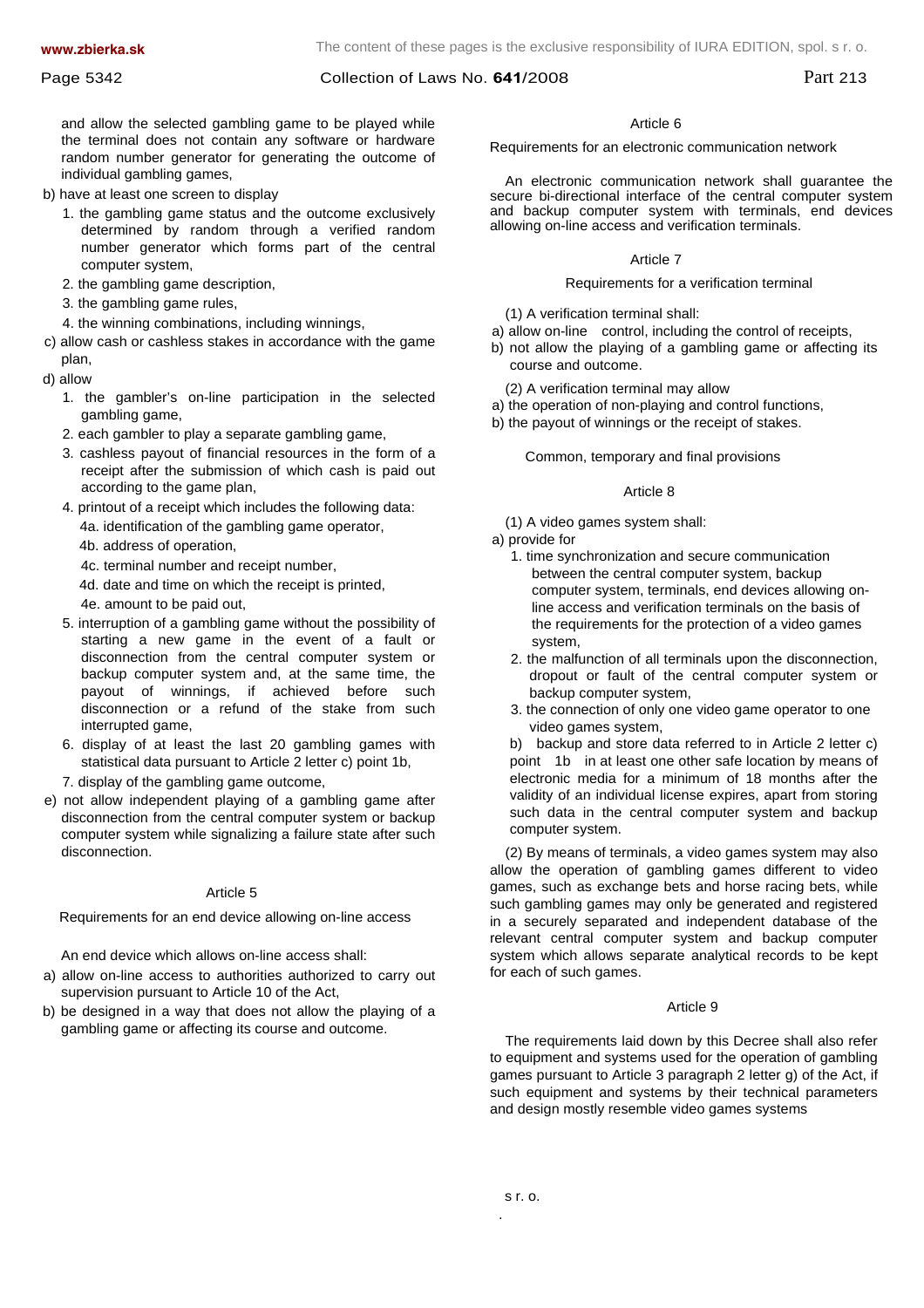and allow the selected gambling game to be played while the terminal does not contain any software or hardware random number generator for generating the outcome of individual gambling games,

b) have at least one screen to display
   1. the gambling game status and the outcome exclusively determined by random through a verified random number generator which forms part of the central computer system,
   2. the gambling game description,
   3. the gambling game rules,
   4. the winning combinations, including winnings,

c) allow cash or cashless stakes in accordance with the game plan,

d) allow
   1. the gambler's on-line participation in the selected gambling game,
   2. each gambler to play a separate gambling game,
   3. cashless payout of financial resources in the form of a receipt after the submission of which cash is paid out according to the game plan,
   4. printout of a receipt which includes the following data:
      4a. identification of the gambling game operator,
      4b. address of operation,
      4c. terminal number and receipt number,
      4d. date and time on which the receipt is printed,
      4e. amount to be paid out,
   5. interruption of a gambling game without the possibility of starting a new game in the event of a fault or disconnection from the central computer system or backup computer system and, at the same time, the payout of winnings, if achieved before such disconnection or a refund of the stake from such interrupted game,
   6. display of at least the last 20 gambling games with statistical data pursuant to Article 2 letter c) point 1b,
   7. display of the gambling game outcome,

e) not allow independent playing of a gambling game after disconnection from the central computer system or backup computer system while signalizing a failure state after such disconnection.

## Article 5

### Requirements for an end device allowing on-line access

An end device which allows on-line access shall:

a) allow on-line access to authorities authorized to carry out supervision pursuant to Article 10 of the Act,

b) be designed in a way that does not allow the playing of a gambling game or affecting its course and outcome.

## Article 6

### Requirements for an electronic communication network

An electronic communication network shall guarantee the secure bi-directional interface of the central computer system and backup computer system with terminals, end devices allowing on-line access and verification terminals.

## Article 7

### Requirements for a verification terminal

(1) A verification terminal shall:

a) allow on-line control, including the control of receipts,

b) not allow the playing of a gambling game or affecting its course and outcome.

(2) A verification terminal may allow

a) the operation of non-playing and control functions,

b) the payout of winnings or the receipt of stakes.

## Common, temporary and final provisions

## Article 8

(1) A video games system shall:

a) provide for
   1. time synchronization and secure communication between the central computer system, backup computer system, terminals, end devices allowing on-line access and verification terminals on the basis of the requirements for the protection of a video games system,
   2. the malfunction of all terminals upon the disconnection, dropout or fault of the central computer system or backup computer system,
   3. the connection of only one video game operator to one video games system,

b) backup and store data referred to in Article 2 letter c) point 1b in at least one other safe location by means of electronic media for a minimum of 18 months after the validity of an individual license expires, apart from storing such data in the central computer system and backup computer system.

(2) By means of terminals, a video games system may also allow the operation of gambling games different to video games, such as exchange bets and horse racing bets, while such gambling games may only be generated and registered in a securely separated and independent database of the relevant central computer system and backup computer system which allows separate analytical records to be kept for each of such games.

## Article 9

The requirements laid down by this Decree shall also refer to equipment and systems used for the operation of gambling games pursuant to Article 3 paragraph 2 letter g) of the Act, if such equipment and systems by their technical parameters and design mostly resemble video games systems

s r. o.

.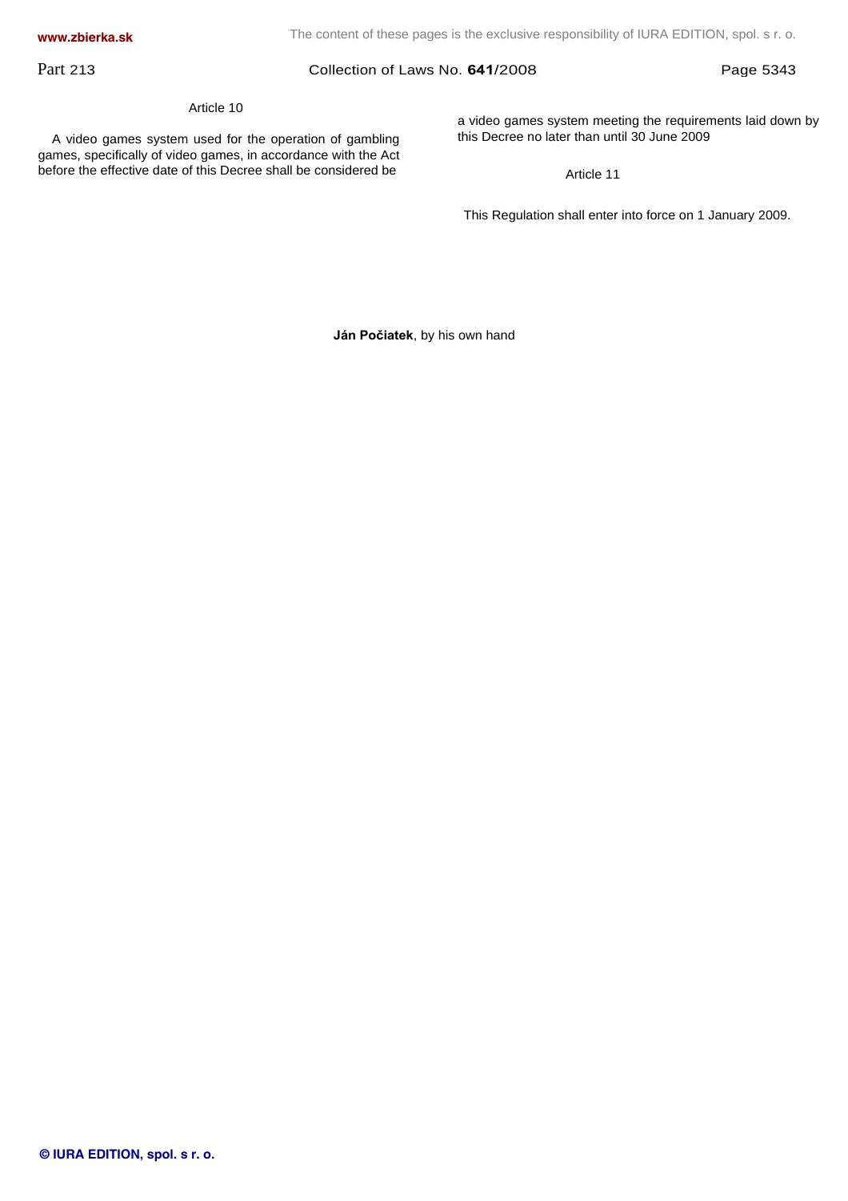Article 10

A video games system used for the operation of gambling games, specifically of video games, in accordance with the Act before the effective date of this Decree shall be considered be a video games system meeting the requirements laid down by this Decree no later than until 30 June 2009

Article 11

This Regulation shall enter into force on 1 January 2009.

**Ján Počiatek**, by his own hand